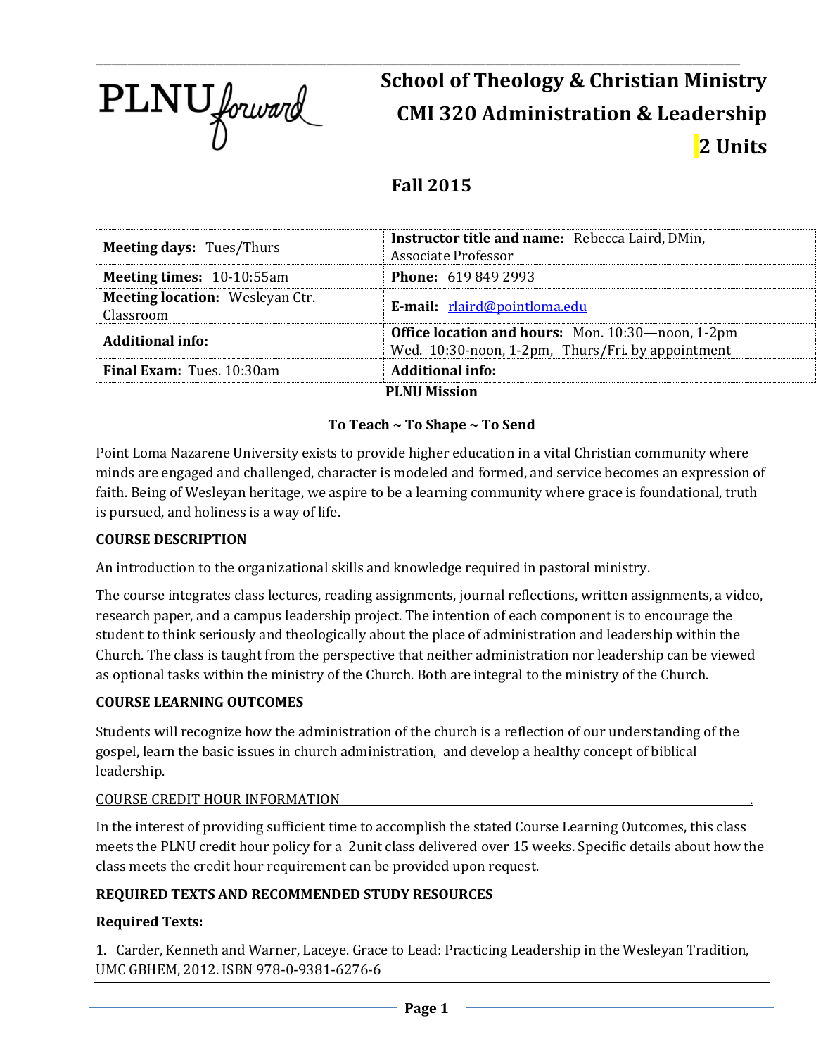PLNU forward

# School of Theology & Christian Ministry
# CMI 320 Administration & Leadership
# 2 Units

## Fall 2015

| **Meeting days:** Tues/Thurs | **Instructor title and name:** Rebecca Laird, DMin, Associate Professor |
|---|---|
| **Meeting times:** 10-10:55am | **Phone:** 619 849 2993 |
| **Meeting location:** Wesleyan Ctr. Classroom | **E-mail:** rlaird@pointloma.edu |
| **Additional info:** | **Office location and hours:** Mon. 10:30—noon, 1-2pm Wed. 10:30-noon, 1-2pm, Thurs/Fri. by appointment |
| **Final Exam:** Tues. 10:30am | **Additional info:** |

**PLNU Mission**

**To Teach ~ To Shape ~ To Send**

Point Loma Nazarene University exists to provide higher education in a vital Christian community where minds are engaged and challenged, character is modeled and formed, and service becomes an expression of faith. Being of Wesleyan heritage, we aspire to be a learning community where grace is foundational, truth is pursued, and holiness is a way of life.

**COURSE DESCRIPTION**

An introduction to the organizational skills and knowledge required in pastoral ministry.

The course integrates class lectures, reading assignments, journal reflections, written assignments, a video, research paper, and a campus leadership project. The intention of each component is to encourage the student to think seriously and theologically about the place of administration and leadership within the Church. The class is taught from the perspective that neither administration nor leadership can be viewed as optional tasks within the ministry of the Church. Both are integral to the ministry of the Church.

**COURSE LEARNING OUTCOMES**

Students will recognize how the administration of the church is a reflection of our understanding of the gospel, learn the basic issues in church administration, and develop a healthy concept of biblical leadership.

COURSE CREDIT HOUR INFORMATION

In the interest of providing sufficient time to accomplish the stated Course Learning Outcomes, this class meets the PLNU credit hour policy for a 2unit class delivered over 15 weeks. Specific details about how the class meets the credit hour requirement can be provided upon request.

**REQUIRED TEXTS AND RECOMMENDED STUDY RESOURCES**

**Required Texts:**

1. Carder, Kenneth and Warner, Laceye. Grace to Lead: Practicing Leadership in the Wesleyan Tradition, UMC GBHEM, 2012. ISBN 978-0-9381-6276-6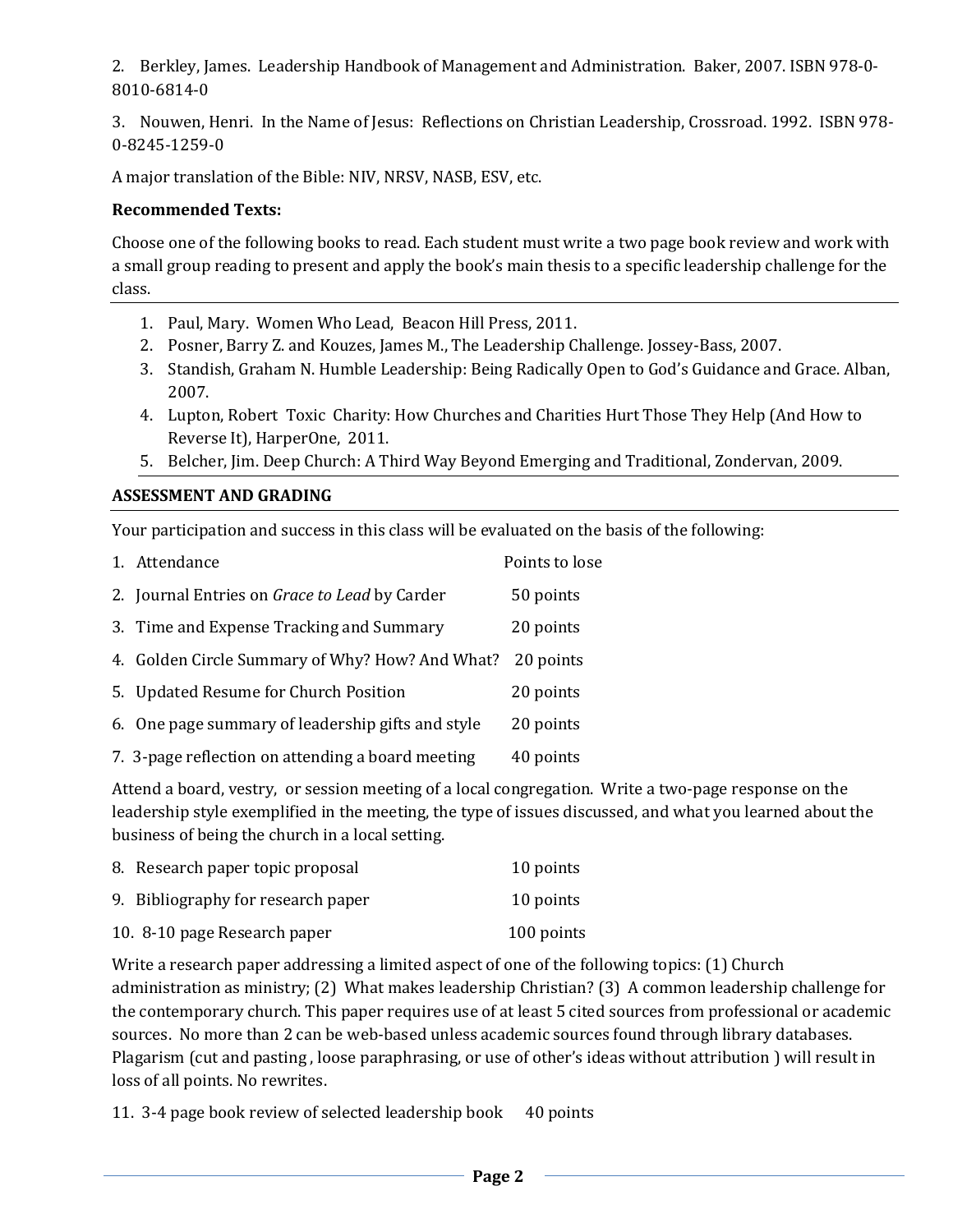2. Berkley, James. Leadership Handbook of Management and Administration. Baker, 2007. ISBN 978-0-8010-6814-0

3. Nouwen, Henri. In the Name of Jesus: Reflections on Christian Leadership, Crossroad. 1992. ISBN 978-0-8245-1259-0

A major translation of the Bible: NIV, NRSV, NASB, ESV, etc.

**Recommended Texts:**

Choose one of the following books to read. Each student must write a two page book review and work with a small group reading to present and apply the book's main thesis to a specific leadership challenge for the class.

1. Paul, Mary. Women Who Lead, Beacon Hill Press, 2011.
2. Posner, Barry Z. and Kouzes, James M., The Leadership Challenge. Jossey-Bass, 2007.
3. Standish, Graham N. Humble Leadership: Being Radically Open to God's Guidance and Grace. Alban, 2007.
4. Lupton, Robert Toxic Charity: How Churches and Charities Hurt Those They Help (And How to Reverse It), HarperOne, 2011.
5. Belcher, Jim. Deep Church: A Third Way Beyond Emerging and Traditional, Zondervan, 2009.

## ASSESSMENT AND GRADING

Your participation and success in this class will be evaluated on the basis of the following:

1. Attendance — Points to lose
2. Journal Entries on *Grace to Lead* by Carder — 50 points
3. Time and Expense Tracking and Summary — 20 points
4. Golden Circle Summary of Why? How? And What? — 20 points
5. Updated Resume for Church Position — 20 points
6. One page summary of leadership gifts and style — 20 points
7. 3-page reflection on attending a board meeting — 40 points

Attend a board, vestry, or session meeting of a local congregation. Write a two-page response on the leadership style exemplified in the meeting, the type of issues discussed, and what you learned about the business of being the church in a local setting.

8. Research paper topic proposal — 10 points
9. Bibliography for research paper — 10 points
10. 8-10 page Research paper — 100 points

Write a research paper addressing a limited aspect of one of the following topics: (1) Church administration as ministry; (2) What makes leadership Christian? (3) A common leadership challenge for the contemporary church. This paper requires use of at least 5 cited sources from professional or academic sources. No more than 2 can be web-based unless academic sources found through library databases. Plagarism (cut and pasting , loose paraphrasing, or use of other's ideas without attribution ) will result in loss of all points. No rewrites.

11. 3-4 page book review of selected leadership book — 40 points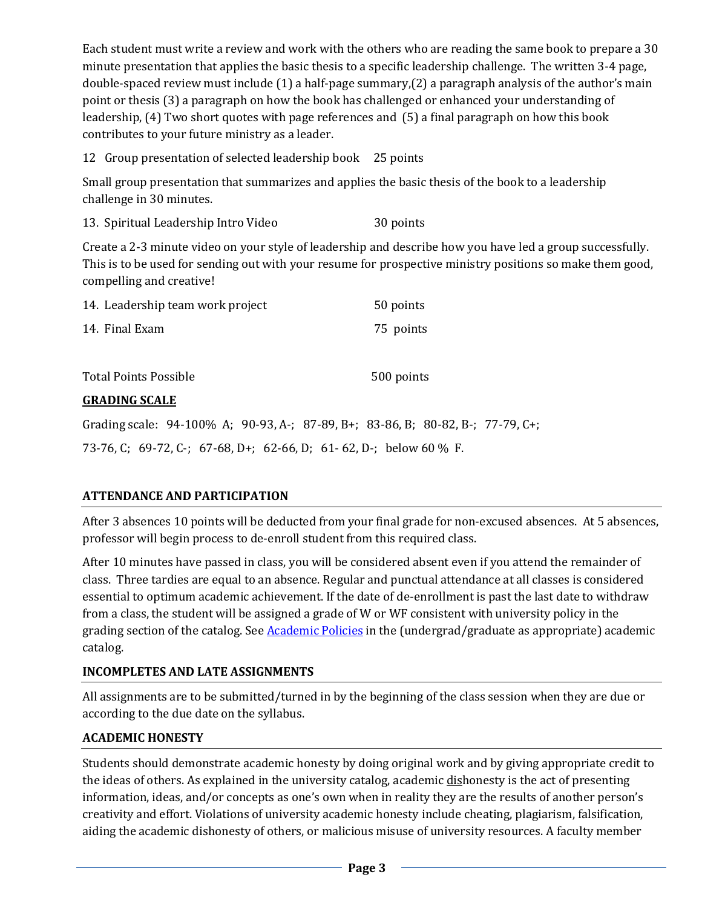Each student must write a review and work with the others who are reading the same book to prepare a 30 minute presentation that applies the basic thesis to a specific leadership challenge. The written 3-4 page, double-spaced review must include (1) a half-page summary,(2) a paragraph analysis of the author's main point or thesis (3) a paragraph on how the book has challenged or enhanced your understanding of leadership, (4) Two short quotes with page references and (5) a final paragraph on how this book contributes to your future ministry as a leader.

12 Group presentation of selected leadership book 25 points

Small group presentation that summarizes and applies the basic thesis of the book to a leadership challenge in 30 minutes.

13. Spiritual Leadership Intro Video 30 points

Create a 2-3 minute video on your style of leadership and describe how you have led a group successfully. This is to be used for sending out with your resume for prospective ministry positions so make them good, compelling and creative!

14. Leadership team work project 50 points

14. Final Exam 75 points

Total Points Possible 500 points

**GRADING SCALE**

Grading scale: 94-100% A; 90-93, A-; 87-89, B+; 83-86, B; 80-82, B-; 77-79, C+;

73-76, C; 69-72, C-; 67-68, D+; 62-66, D; 61- 62, D-; below 60 % F.

## ATTENDANCE AND PARTICIPATION

After 3 absences 10 points will be deducted from your final grade for non-excused absences. At 5 absences, professor will begin process to de-enroll student from this required class.

After 10 minutes have passed in class, you will be considered absent even if you attend the remainder of class. Three tardies are equal to an absence. Regular and punctual attendance at all classes is considered essential to optimum academic achievement. If the date of de-enrollment is past the last date to withdraw from a class, the student will be assigned a grade of W or WF consistent with university policy in the grading section of the catalog. See Academic Policies in the (undergrad/graduate as appropriate) academic catalog.

## INCOMPLETES AND LATE ASSIGNMENTS

All assignments are to be submitted/turned in by the beginning of the class session when they are due or according to the due date on the syllabus.

## ACADEMIC HONESTY

Students should demonstrate academic honesty by doing original work and by giving appropriate credit to the ideas of others. As explained in the university catalog, academic dishonesty is the act of presenting information, ideas, and/or concepts as one's own when in reality they are the results of another person's creativity and effort. Violations of university academic honesty include cheating, plagiarism, falsification, aiding the academic dishonesty of others, or malicious misuse of university resources. A faculty member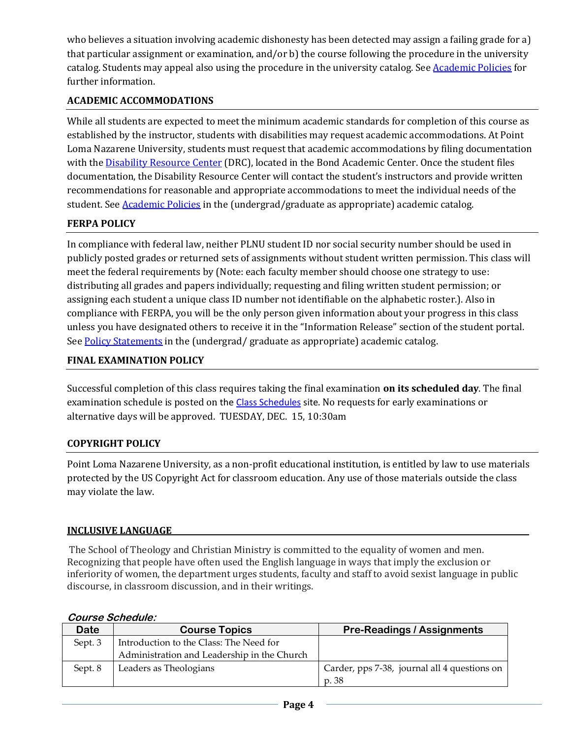who believes a situation involving academic dishonesty has been detected may assign a failing grade for a) that particular assignment or examination, and/or b) the course following the procedure in the university catalog. Students may appeal also using the procedure in the university catalog. See [Academic Policies] for further information.

## ACADEMIC ACCOMMODATIONS

While all students are expected to meet the minimum academic standards for completion of this course as established by the instructor, students with disabilities may request academic accommodations. At Point Loma Nazarene University, students must request that academic accommodations by filing documentation with the [Disability Resource Center] (DRC), located in the Bond Academic Center. Once the student files documentation, the Disability Resource Center will contact the student's instructors and provide written recommendations for reasonable and appropriate accommodations to meet the individual needs of the student. See [Academic Policies] in the (undergrad/graduate as appropriate) academic catalog.

## FERPA POLICY

In compliance with federal law, neither PLNU student ID nor social security number should be used in publicly posted grades or returned sets of assignments without student written permission. This class will meet the federal requirements by (Note: each faculty member should choose one strategy to use: distributing all grades and papers individually; requesting and filing written student permission; or assigning each student a unique class ID number not identifiable on the alphabetic roster.). Also in compliance with FERPA, you will be the only person given information about your progress in this class unless you have designated others to receive it in the "Information Release" section of the student portal. See [Policy Statements] in the (undergrad/ graduate as appropriate) academic catalog.

## FINAL EXAMINATION POLICY

Successful completion of this class requires taking the final examination **on its scheduled day**. The final examination schedule is posted on the [Class Schedules] site. No requests for early examinations or alternative days will be approved. TUESDAY, DEC. 15, 10:30am

## COPYRIGHT POLICY

Point Loma Nazarene University, as a non-profit educational institution, is entitled by law to use materials protected by the US Copyright Act for classroom education. Any use of those materials outside the class may violate the law.

## INCLUSIVE LANGUAGE

The School of Theology and Christian Ministry is committed to the equality of women and men. Recognizing that people have often used the English language in ways that imply the exclusion or inferiority of women, the department urges students, faculty and staff to avoid sexist language in public discourse, in classroom discussion, and in their writings.

***Course Schedule:***

| Date | Course Topics | Pre-Readings / Assignments |
|---|---|---|
| Sept. 3 | Introduction to the Class: The Need for Administration and Leadership in the Church | |
| Sept. 8 | Leaders as Theologians | Carder, pps 7-38, journal all 4 questions on p. 38 |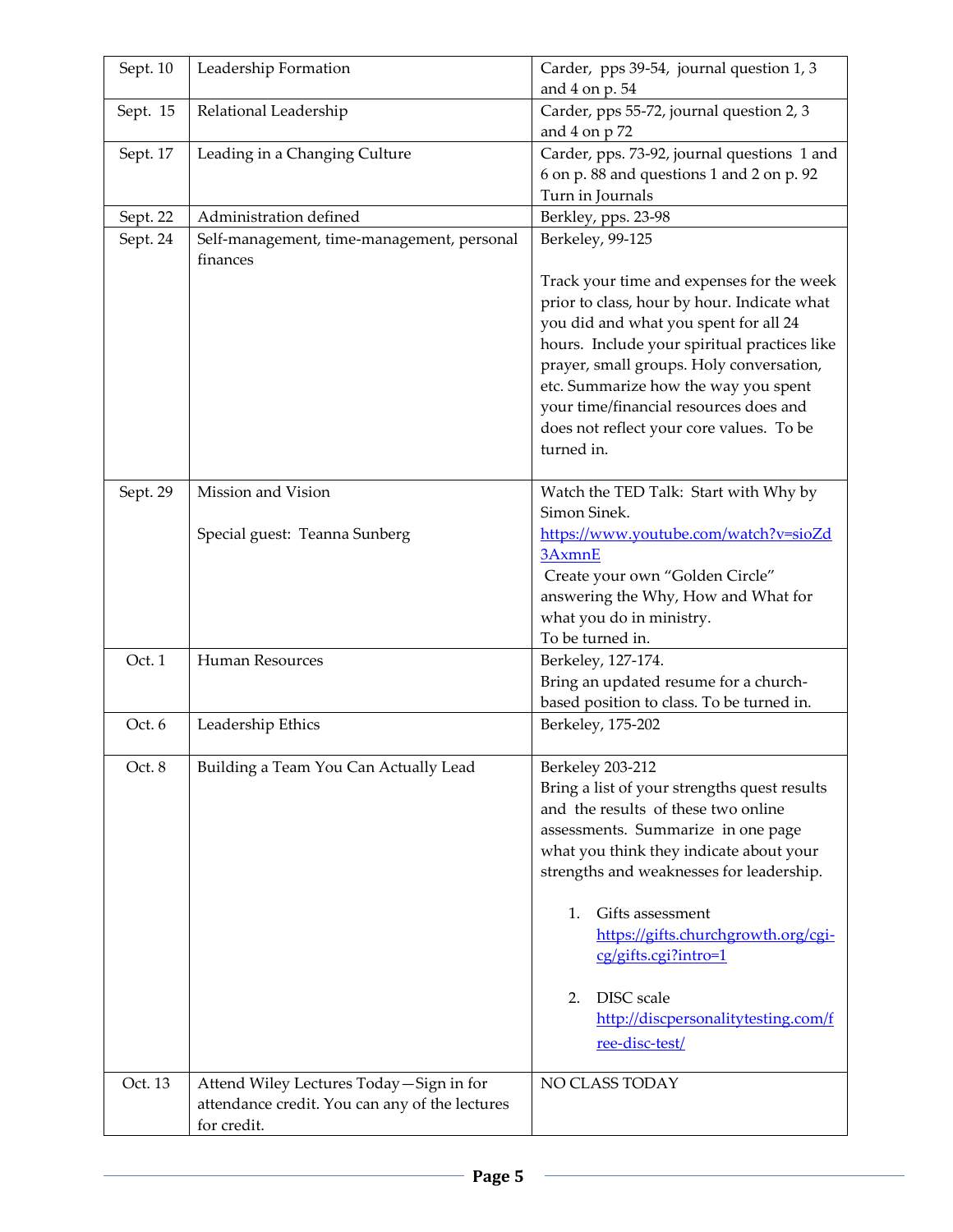| | | |
|---|---|---|
| Sept. 10 | Leadership Formation | Carder, pps 39-54, journal question 1, 3 and 4 on p. 54 |
| Sept. 15 | Relational Leadership | Carder, pps 55-72, journal question 2, 3 and 4 on p 72 |
| Sept. 17 | Leading in a Changing Culture | Carder, pps. 73-92, journal questions 1 and 6 on p. 88 and questions 1 and 2 on p. 92<br>Turn in Journals |
| Sept. 22 | Administration defined | Berkley, pps. 23-98 |
| Sept. 24 | Self-management, time-management, personal finances | Berkeley, 99-125<br><br>Track your time and expenses for the week prior to class, hour by hour. Indicate what you did and what you spent for all 24 hours. Include your spiritual practices like prayer, small groups. Holy conversation, etc. Summarize how the way you spent your time/financial resources does and does not reflect your core values. To be turned in. |
| Sept. 29 | Mission and Vision<br><br>Special guest: Teanna Sunberg | Watch the TED Talk: Start with Why by Simon Sinek.<br>https://www.youtube.com/watch?v=sioZd3AxmnE<br>Create your own "Golden Circle" answering the Why, How and What for what you do in ministry.<br>To be turned in. |
| Oct. 1 | Human Resources | Berkeley, 127-174.<br>Bring an updated resume for a church-based position to class. To be turned in. |
| Oct. 6 | Leadership Ethics | Berkeley, 175-202 |
| Oct. 8 | Building a Team You Can Actually Lead | Berkeley 203-212<br>Bring a list of your strengths quest results and the results of these two online assessments. Summarize in one page what you think they indicate about your strengths and weaknesses for leadership.<br><br>1. Gifts assessment https://gifts.churchgrowth.org/cgi-cg/gifts.cgi?intro=1<br><br>2. DISC scale http://discpersonalitytesting.com/free-disc-test/ |
| Oct. 13 | Attend Wiley Lectures Today—Sign in for attendance credit. You can any of the lectures for credit. | NO CLASS TODAY |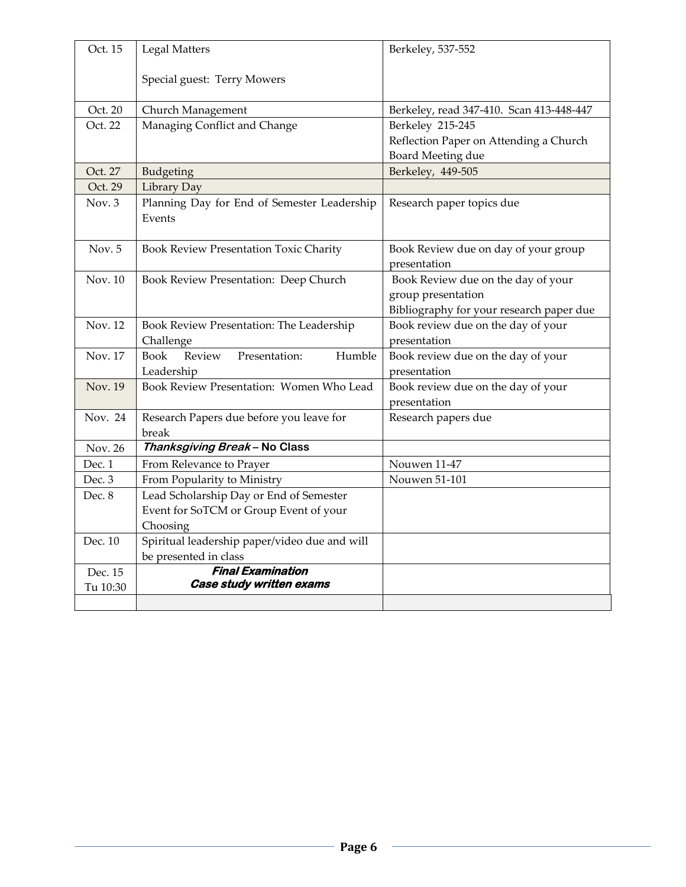| | | |
|---|---|---|
| Oct. 15 | Legal Matters<br><br>Special guest: Terry Mowers | Berkeley, 537-552 |
| Oct. 20 | Church Management | Berkeley, read 347-410. Scan 413-448-447 |
| Oct. 22 | Managing Conflict and Change | Berkeley 215-245<br>Reflection Paper on Attending a Church Board Meeting due |
| Oct. 27 | Budgeting | Berkeley, 449-505 |
| Oct. 29 | Library Day | |
| Nov. 3 | Planning Day for End of Semester Leadership Events | Research paper topics due |
| Nov. 5 | Book Review Presentation Toxic Charity | Book Review due on day of your group presentation |
| Nov. 10 | Book Review Presentation: Deep Church | Book Review due on the day of your group presentation<br>Bibliography for your research paper due |
| Nov. 12 | Book Review Presentation: The Leadership Challenge | Book review due on the day of your presentation |
| Nov. 17 | Book Review Presentation: Humble Leadership | Book review due on the day of your presentation |
| Nov. 19 | Book Review Presentation: Women Who Lead | Book review due on the day of your presentation |
| Nov. 24 | Research Papers due before you leave for break | Research papers due |
| Nov. 26 | ***Thanksgiving Break* – No Class** | |
| Dec. 1 | From Relevance to Prayer | Nouwen 11-47 |
| Dec. 3 | From Popularity to Ministry | Nouwen 51-101 |
| Dec. 8 | Lead Scholarship Day or End of Semester Event for SoTCM or Group Event of your Choosing | |
| Dec. 10 | Spiritual leadership paper/video due and will be presented in class | |
| Dec. 15<br>Tu 10:30 | ***Final Examination***<br>***Case study written exams*** | |
| | | |